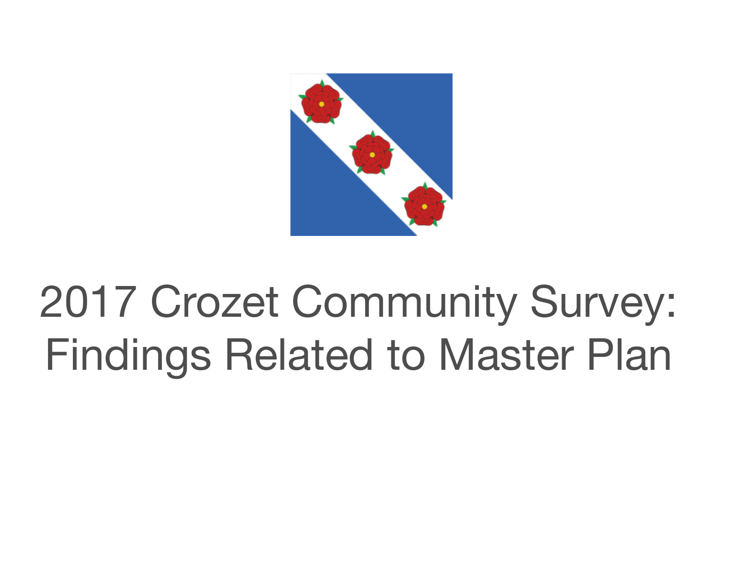# 2017 Crozet Community Survey: Findings Related to Master Plan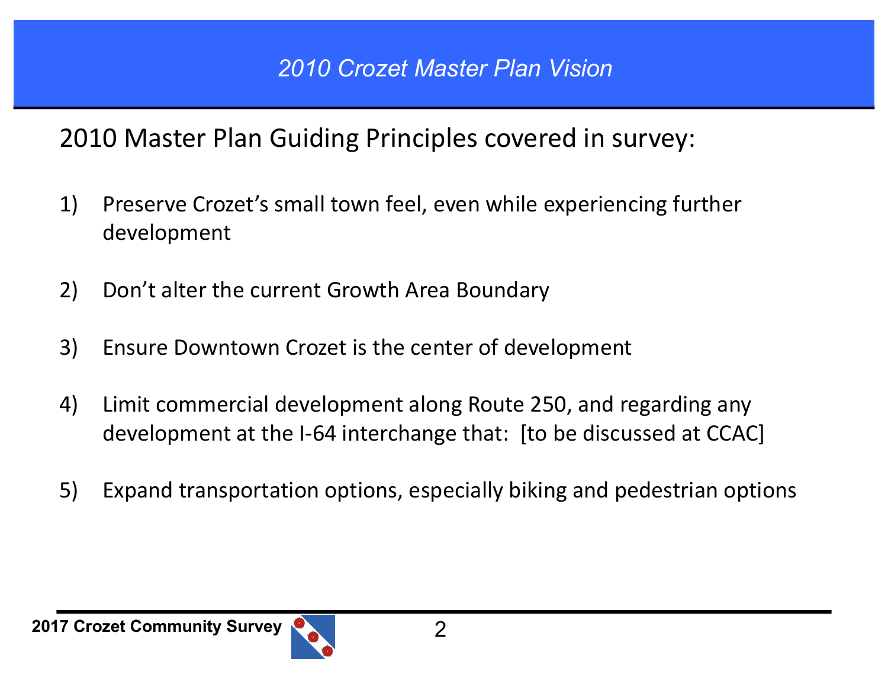# 2010 Crozet Master Plan Vision

2010 Master Plan Guiding Principles covered in survey:

1) Preserve Crozet's small town feel, even while experiencing further development

2) Don't alter the current Growth Area Boundary

3) Ensure Downtown Crozet is the center of development

4) Limit commercial development along Route 250, and regarding any development at the I-64 interchange that: [to be discussed at CCAC]

5) Expand transportation options, especially biking and pedestrian options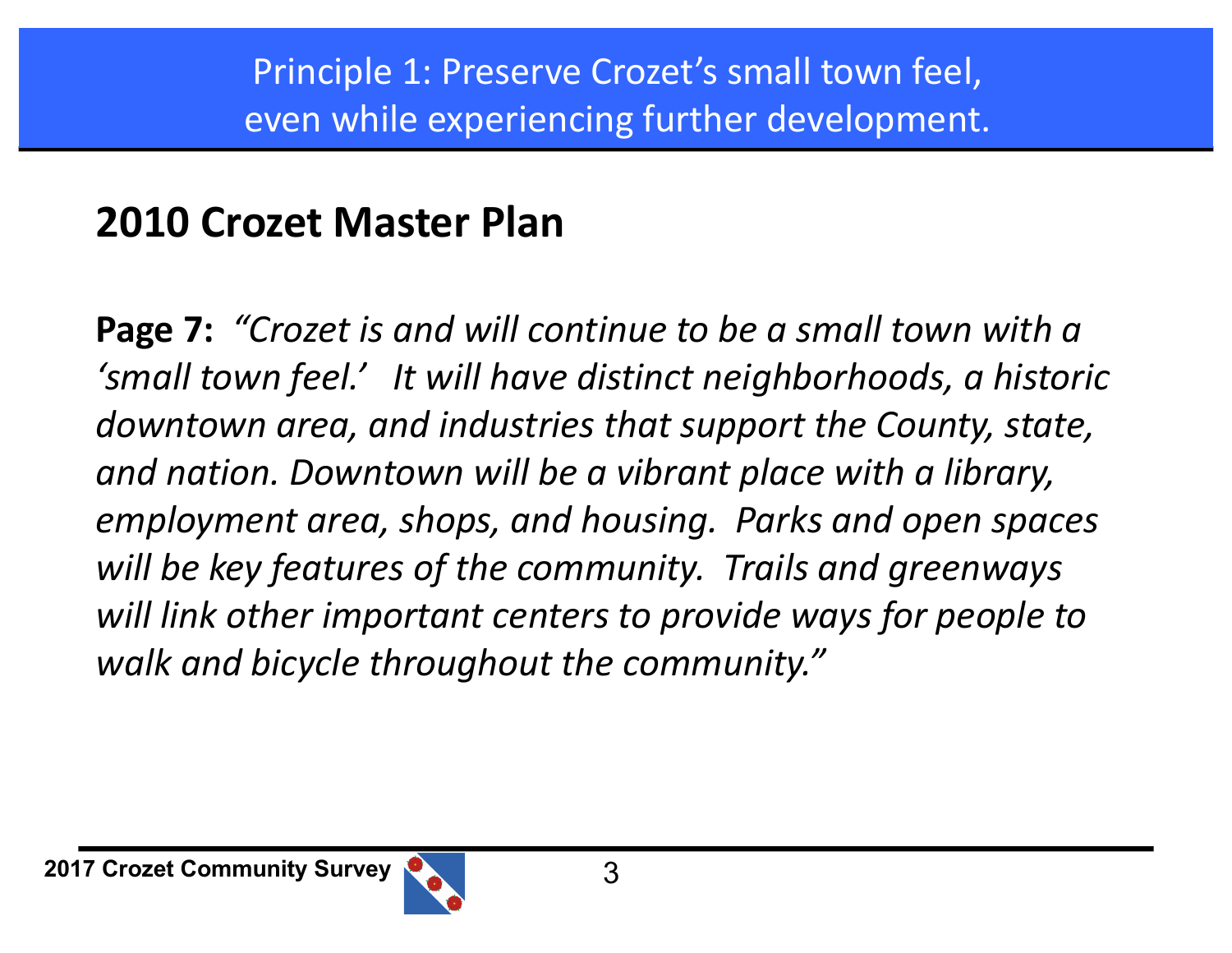# Principle 1: Preserve Crozet's small town feel, even while experiencing further development.

## 2010 Crozet Master Plan

**Page 7:** *"Crozet is and will continue to be a small town with a 'small town feel.' It will have distinct neighborhoods, a historic downtown area, and industries that support the County, state, and nation. Downtown will be a vibrant place with a library, employment area, shops, and housing. Parks and open spaces will be key features of the community. Trails and greenways will link other important centers to provide ways for people to walk and bicycle throughout the community."*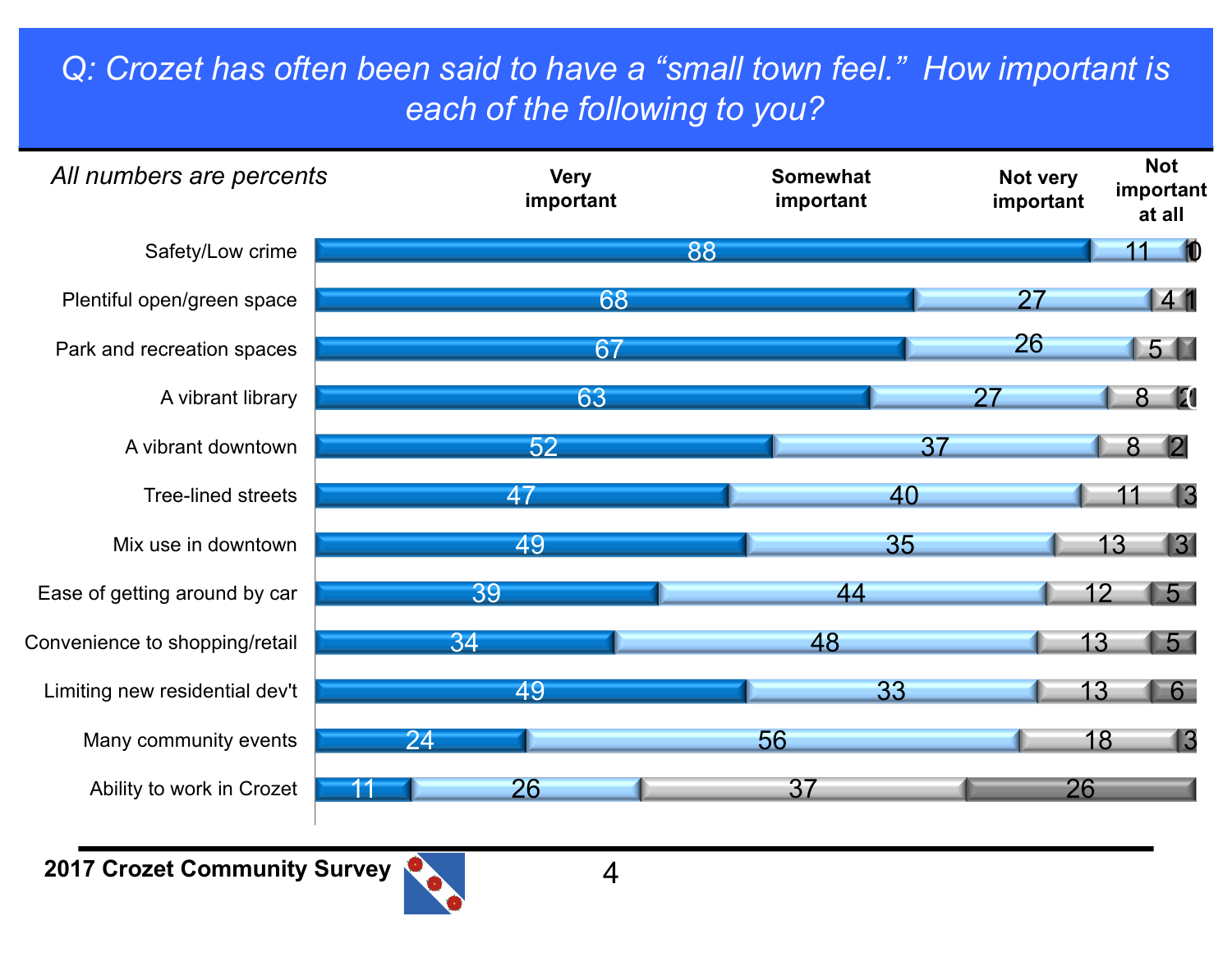# Q: Crozet has often been said to have a "small town feel." How important is each of the following to you?

*All numbers are percents*

| | Very important | Somewhat important | Not very important | Not important at all |
|---|---|---|---|---|
| Safety/Low crime | 88 | 11 | 1 | 0 |
| Plentiful open/green space | 68 | 27 | 4 | 1 |
| Park and recreation spaces | 67 | 26 | 5 | |
| A vibrant library | 63 | 27 | 8 | 2 |
| A vibrant downtown | 52 | 37 | 8 | 2 |
| Tree-lined streets | 47 | 40 | 11 | 3 |
| Mix use in downtown | 49 | 35 | 13 | 3 |
| Ease of getting around by car | 39 | 44 | 12 | 5 |
| Convenience to shopping/retail | 34 | 48 | 13 | 5 |
| Limiting new residential dev't | 49 | 33 | 13 | 6 |
| Many community events | 24 | 56 | 18 | 3 |
| Ability to work in Crozet | 11 | 26 | 37 | 26 |

**2017 Crozet Community Survey**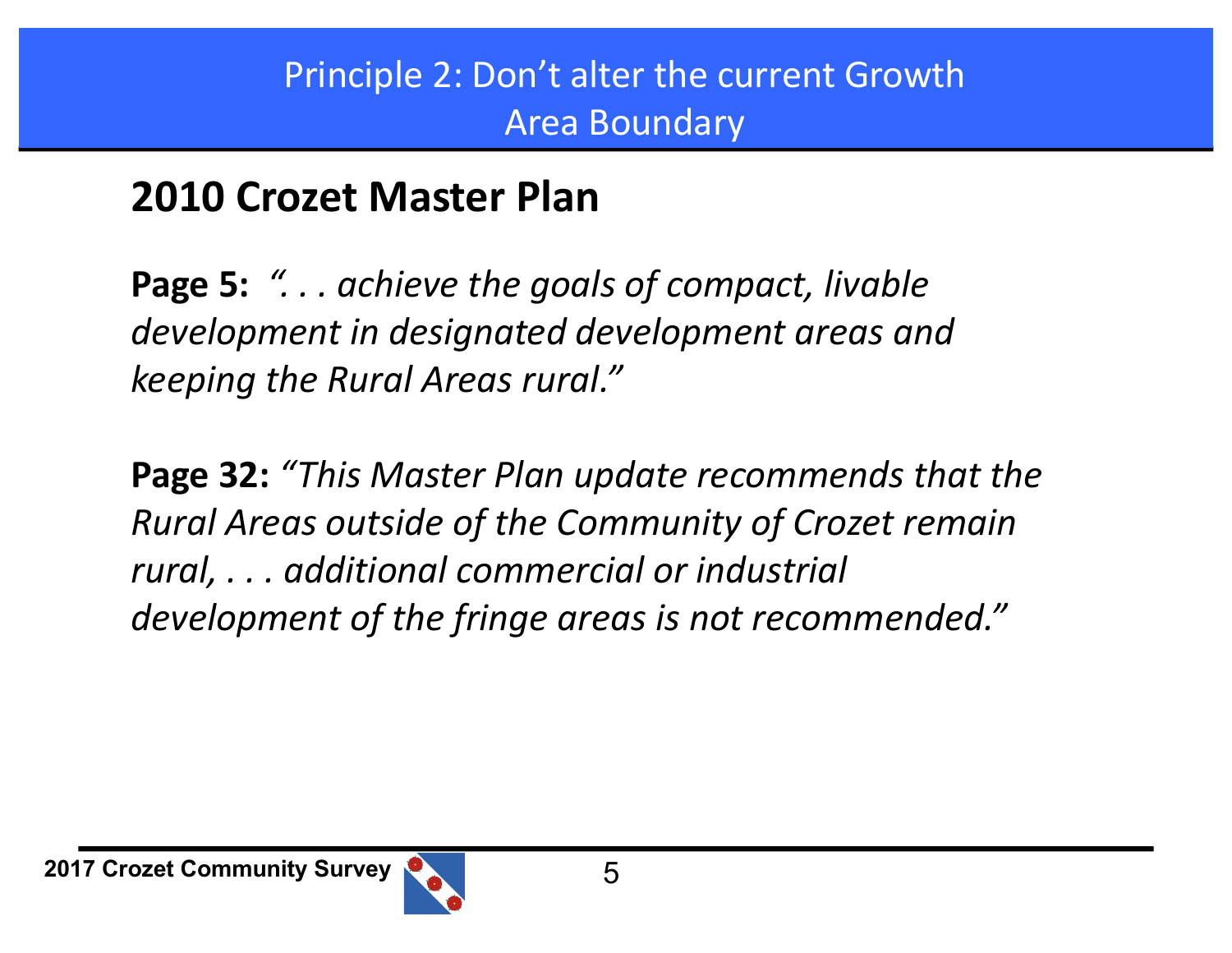# Principle 2: Don't alter the current Growth Area Boundary

## 2010 Crozet Master Plan

**Page 5:** *". . . achieve the goals of compact, livable development in designated development areas and keeping the Rural Areas rural."*

**Page 32:** *"This Master Plan update recommends that the Rural Areas outside of the Community of Crozet remain rural, . . . additional commercial or industrial development of the fringe areas is not recommended."*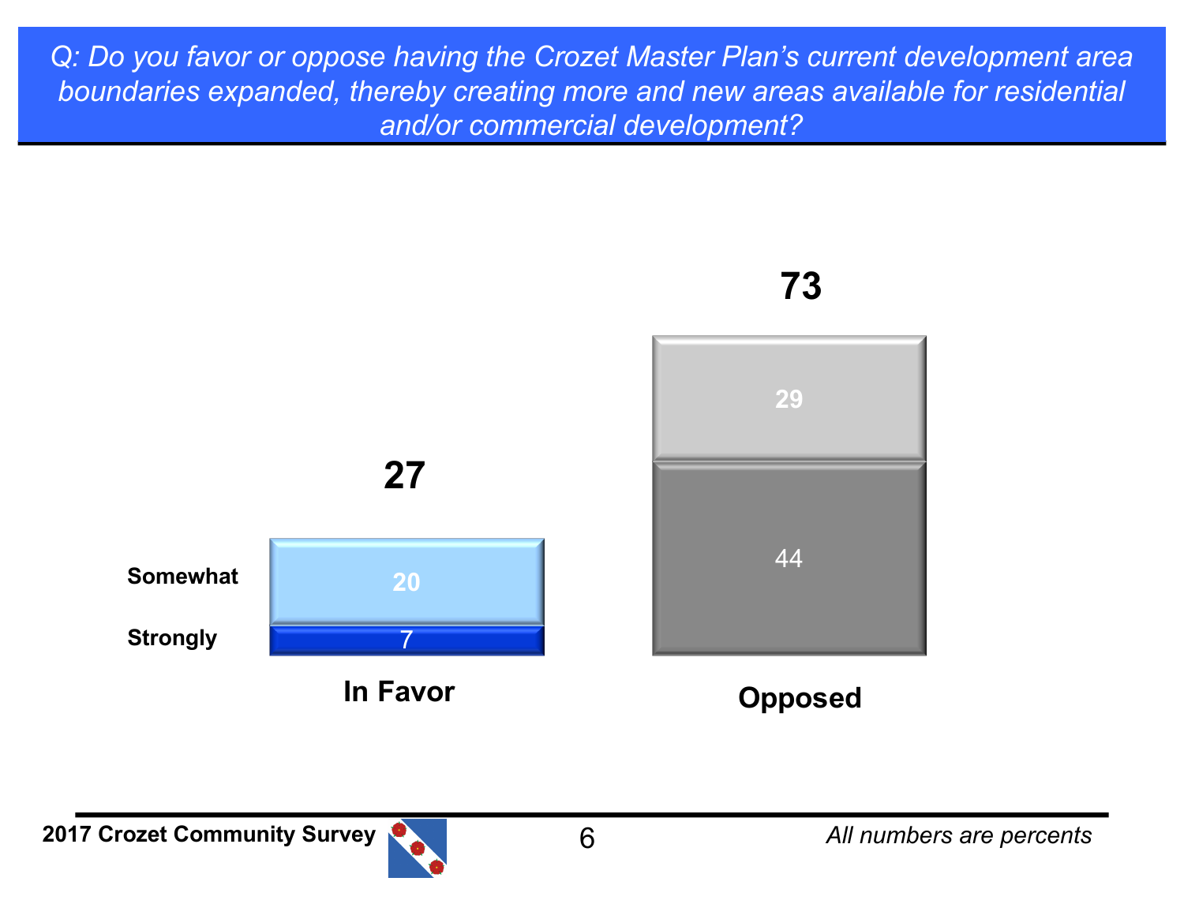Q: *Do you favor or oppose having the Crozet Master Plan's current development area boundaries expanded, thereby creating more and new areas available for residential and/or commercial development?*

| | In Favor | Opposed |
|---|---|---|
| Somewhat | 20 | 29 |
| Strongly | 7 | 44 |
| **Total** | **27** | **73** |

*All numbers are percents*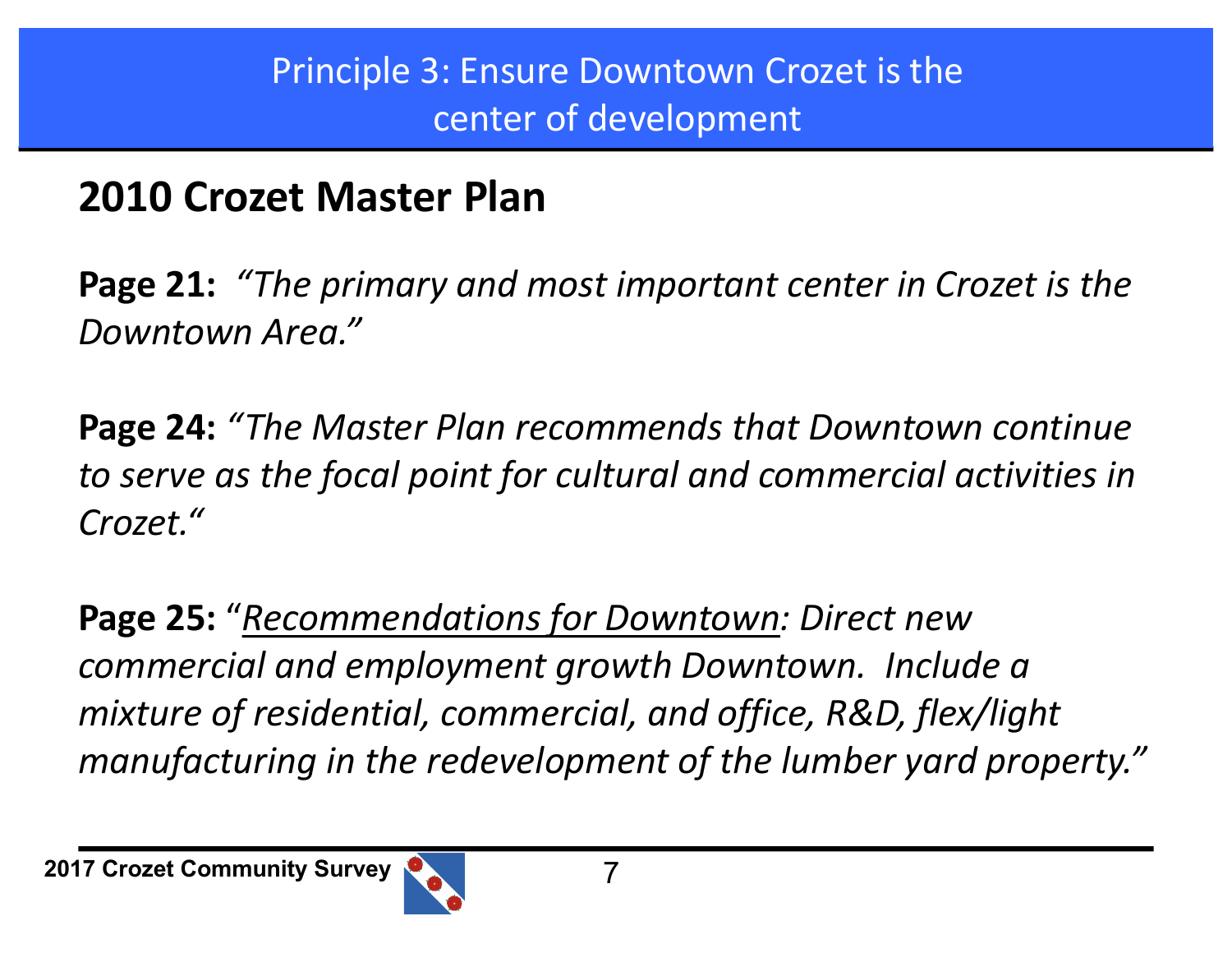# Principle 3: Ensure Downtown Crozet is the center of development

## 2010 Crozet Master Plan

**Page 21:** *"The primary and most important center in Crozet is the Downtown Area."*

**Page 24:** *"The Master Plan recommends that Downtown continue to serve as the focal point for cultural and commercial activities in Crozet."*

**Page 25:** "*Recommendations for Downtown: Direct new commercial and employment growth Downtown. Include a mixture of residential, commercial, and office, R&D, flex/light manufacturing in the redevelopment of the lumber yard property."*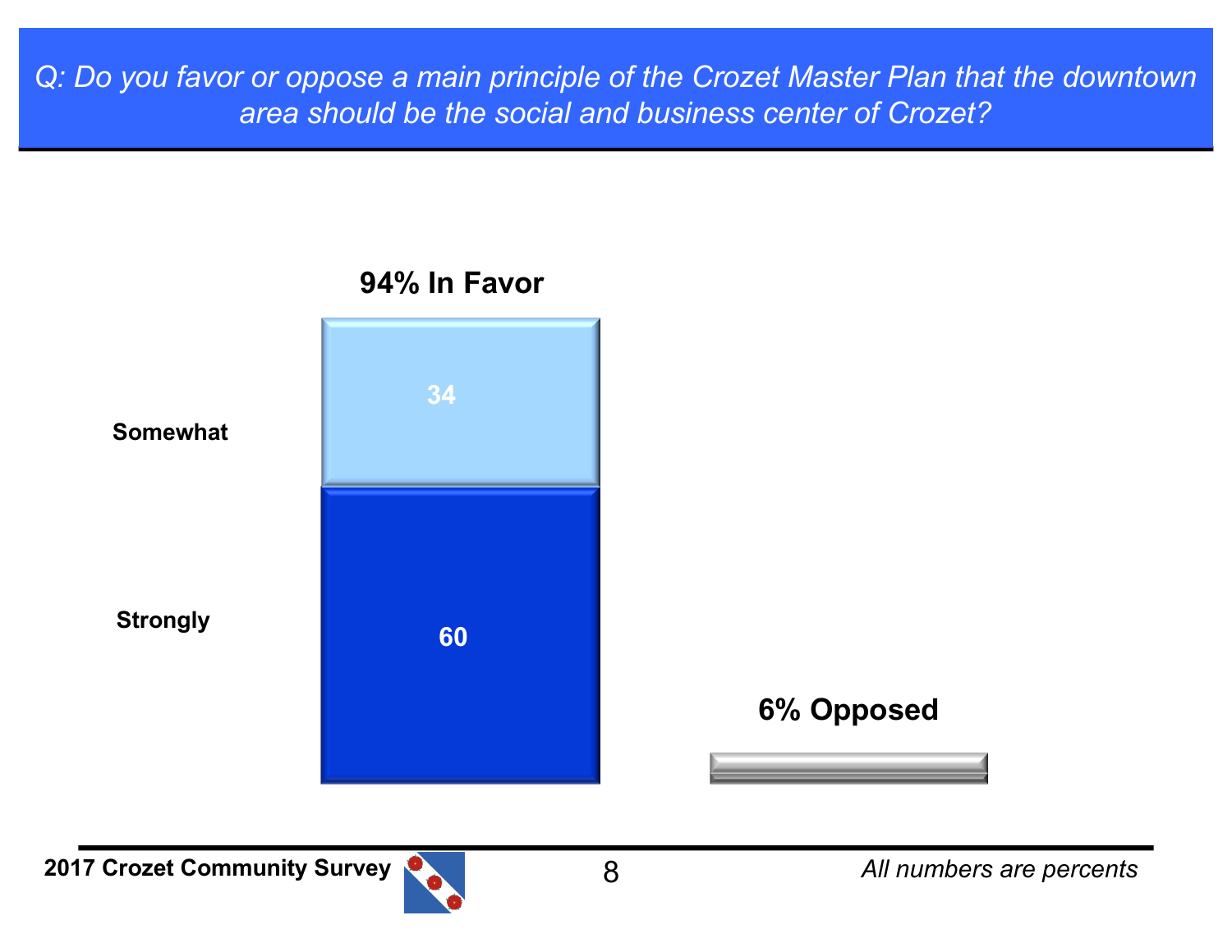## Q: Do you favor or oppose a main principle of the Crozet Master Plan that the downtown area should be the social and business center of Crozet?

**94% In Favor**

| | In Favor |
|---|---|
| Somewhat | 34 |
| Strongly | 60 |

**6% Opposed**

2017 Crozet Community Survey

*All numbers are percents*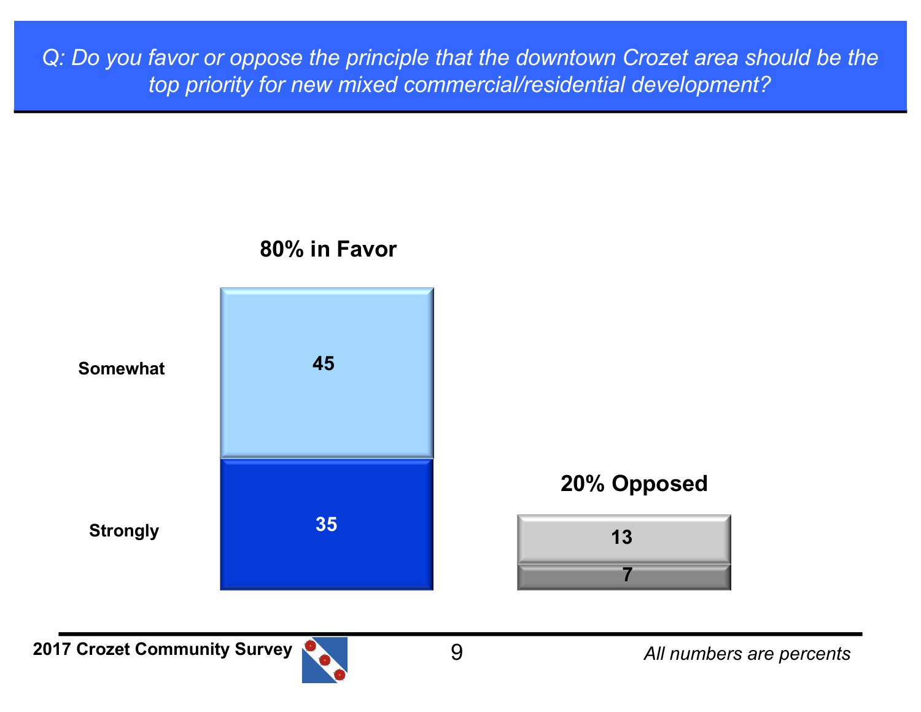*Q: Do you favor or oppose the principle that the downtown Crozet area should be the top priority for new mixed commercial/residential development?*

| | **80% in Favor** | **20% Opposed** |
|---|---|---|
| **Somewhat** | 45 | 13 |
| **Strongly** | 35 | 7 |

**2017 Crozet Community Survey**

*All numbers are percents*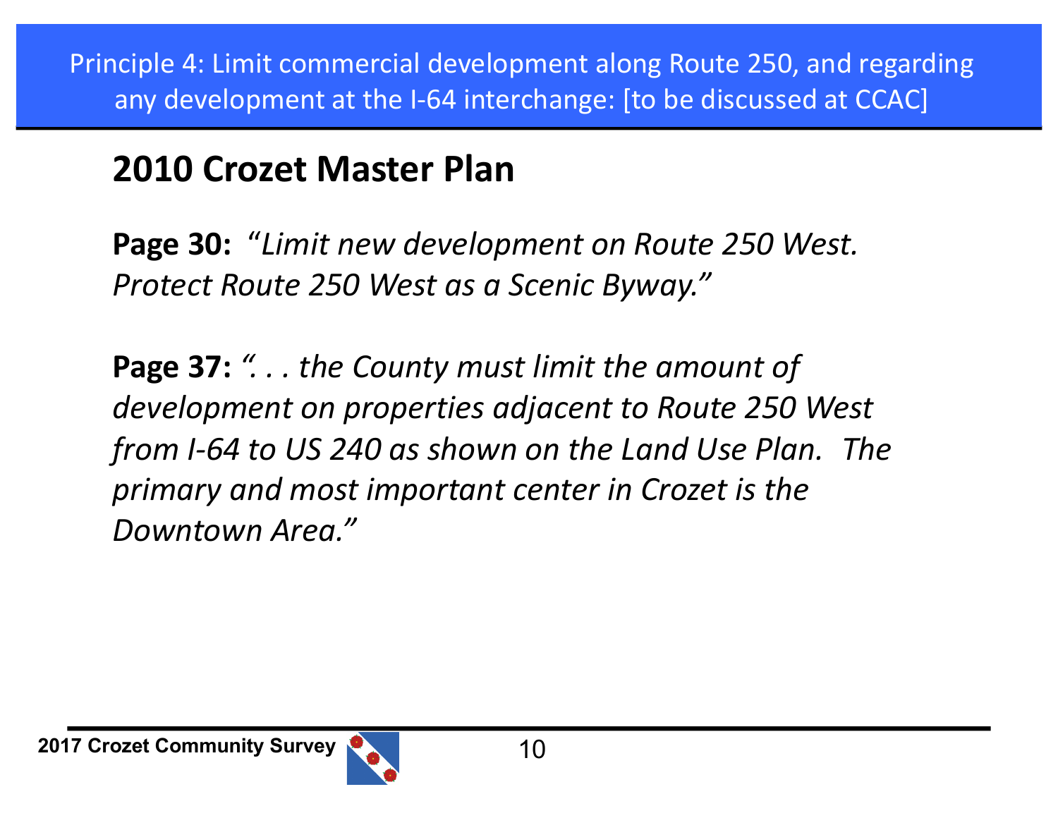Principle 4: Limit commercial development along Route 250, and regarding any development at the I-64 interchange: [to be discussed at CCAC]

## 2010 Crozet Master Plan

**Page 30:** *"Limit new development on Route 250 West. Protect Route 250 West as a Scenic Byway."*

**Page 37:** *". . . the County must limit the amount of development on properties adjacent to Route 250 West from I-64 to US 240 as shown on the Land Use Plan. The primary and most important center in Crozet is the Downtown Area."*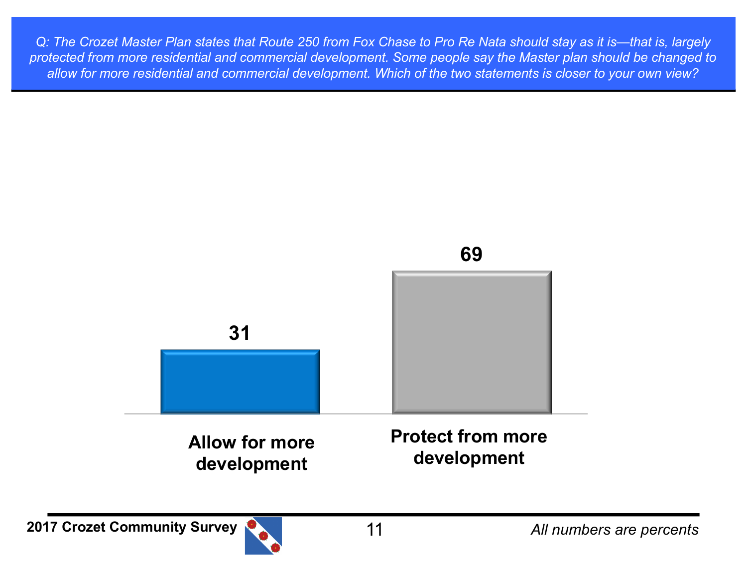*Q: The Crozet Master Plan states that Route 250 from Fox Chase to Pro Re Nata should stay as it is—that is, largely protected from more residential and commercial development. Some people say the Master plan should be changed to allow for more residential and commercial development. Which of the two statements is closer to your own view?*

| Response | Percent |
| --- | --- |
| Allow for more development | 31 |
| Protect from more development | 69 |

*All numbers are percents*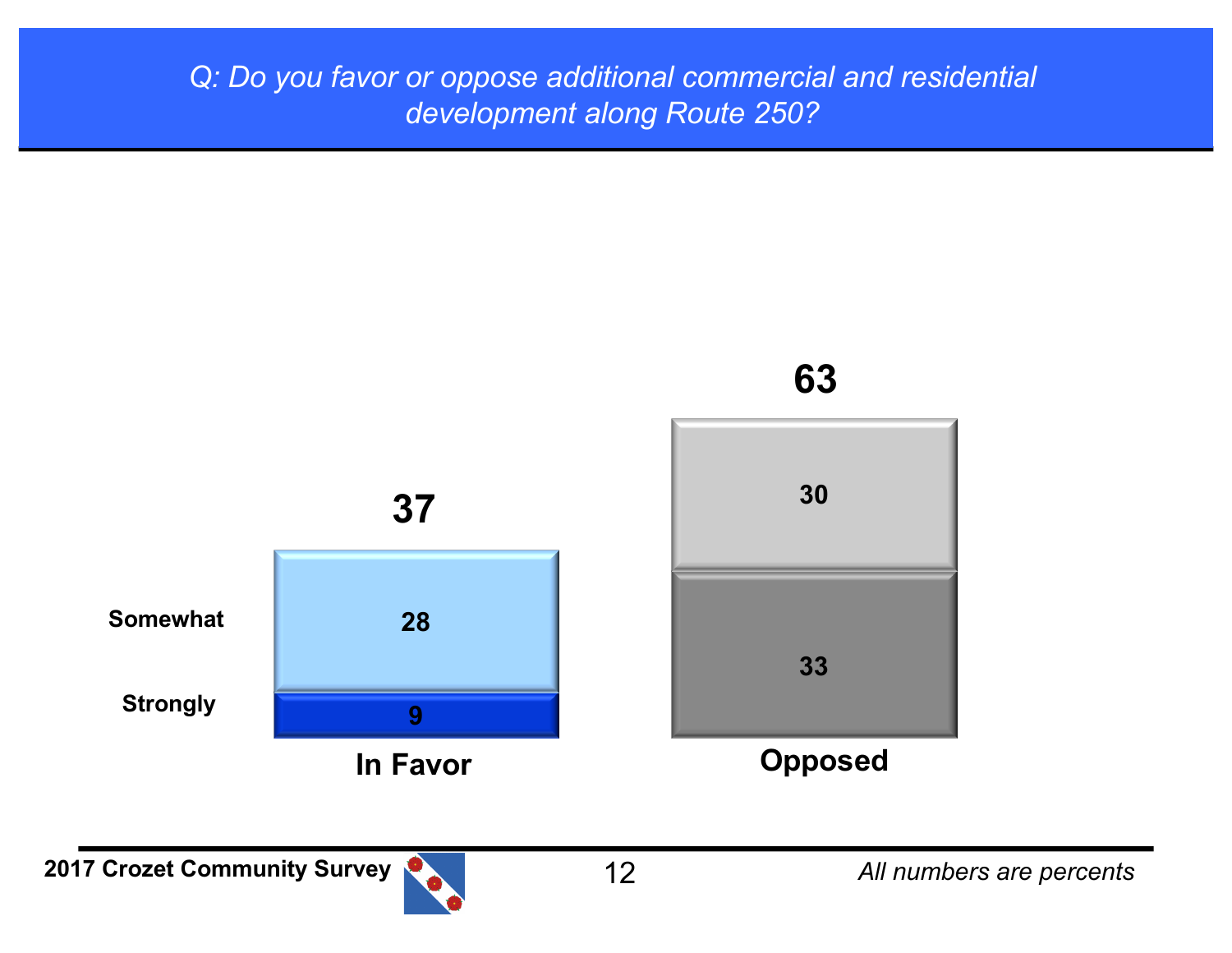*Q: Do you favor or oppose additional commercial and residential development along Route 250?*

| | In Favor | Opposed |
|---|---|---|
| Total | **37** | **63** |
| Somewhat | 28 | 30 |
| Strongly | 9 | 33 |

*All numbers are percents*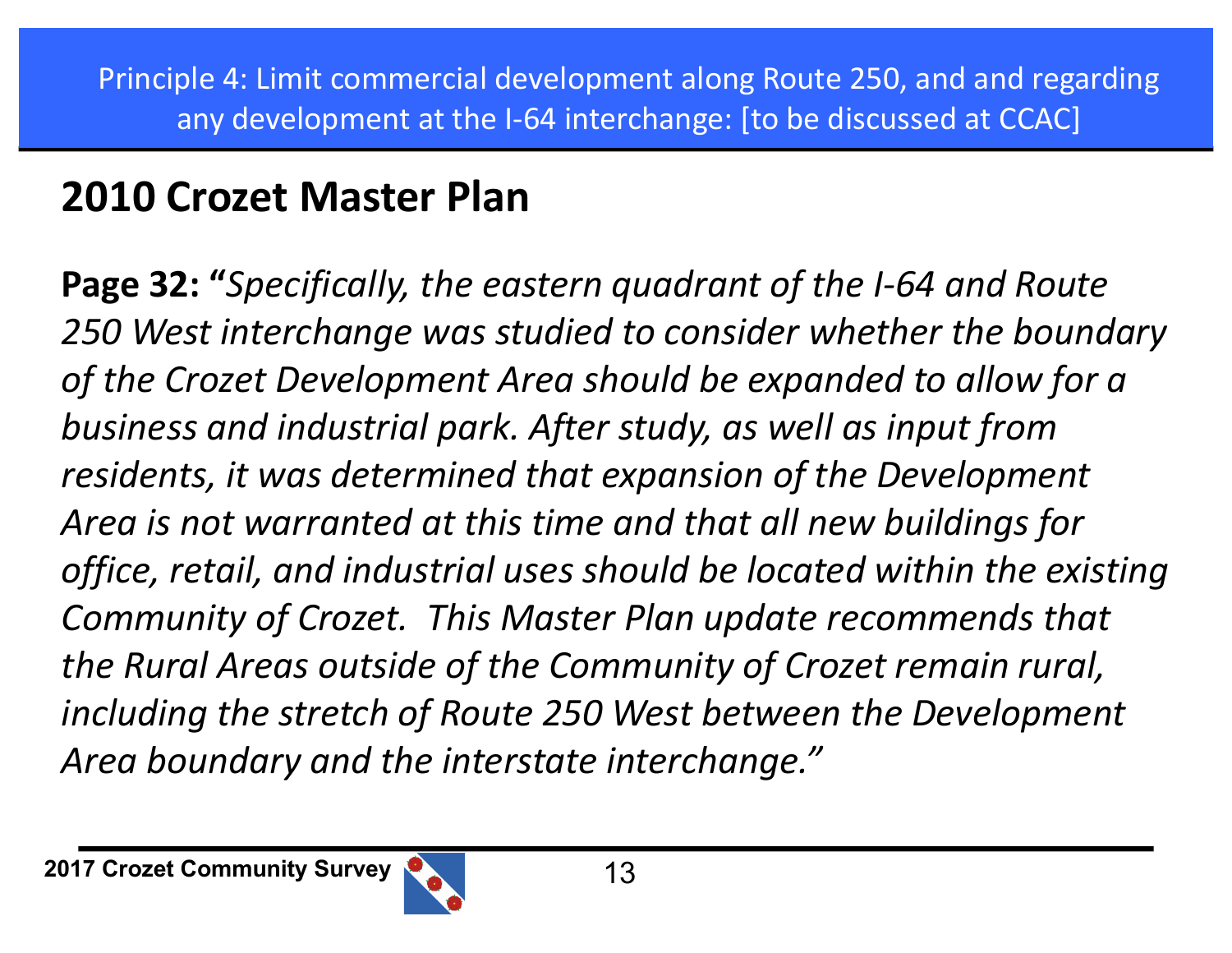Principle 4: Limit commercial development along Route 250, and and regarding any development at the I-64 interchange: [to be discussed at CCAC]

## 2010 Crozet Master Plan

**Page 32: "***Specifically, the eastern quadrant of the I-64 and Route 250 West interchange was studied to consider whether the boundary of the Crozet Development Area should be expanded to allow for a business and industrial park. After study, as well as input from residents, it was determined that expansion of the Development Area is not warranted at this time and that all new buildings for office, retail, and industrial uses should be located within the existing Community of Crozet. This Master Plan update recommends that the Rural Areas outside of the Community of Crozet remain rural, including the stretch of Route 250 West between the Development Area boundary and the interstate interchange."*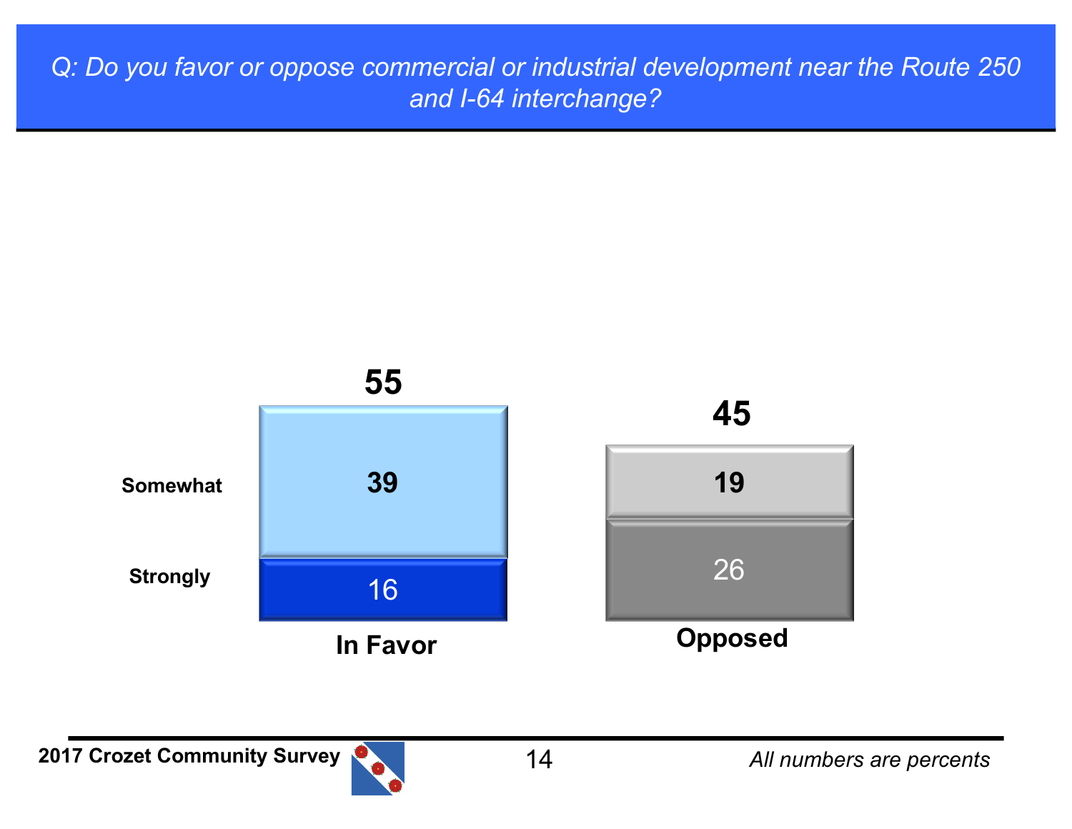*Q: Do you favor or oppose commercial or industrial development near the Route 250 and I-64 interchange?*

| | In Favor | Opposed |
|---|---|---|
| Somewhat | 39 | 19 |
| Strongly | 16 | 26 |
| **Total** | **55** | **45** |

*All numbers are percents*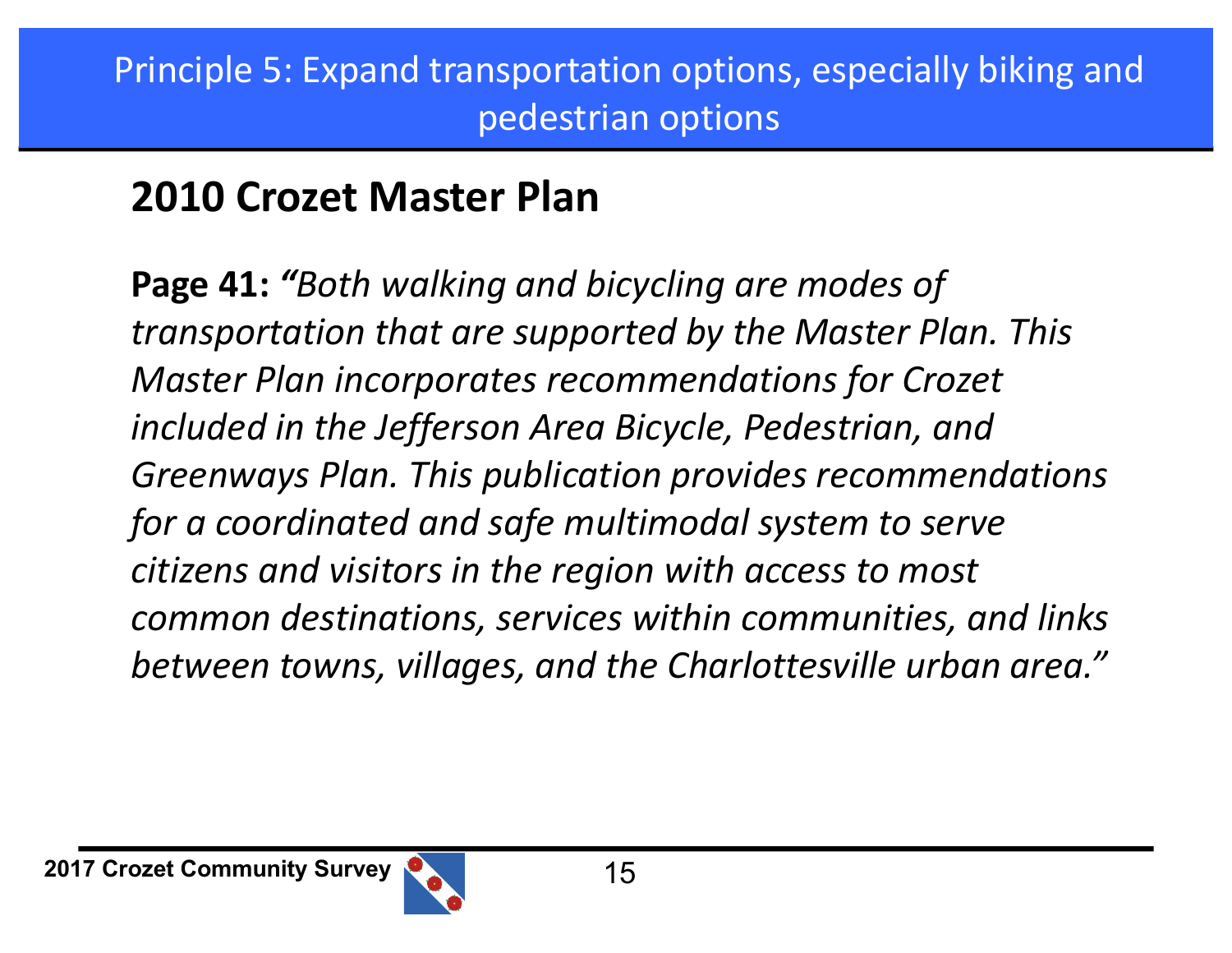# Principle 5: Expand transportation options, especially biking and pedestrian options

## 2010 Crozet Master Plan

**Page 41:** *"Both walking and bicycling are modes of transportation that are supported by the Master Plan. This Master Plan incorporates recommendations for Crozet included in the Jefferson Area Bicycle, Pedestrian, and Greenways Plan. This publication provides recommendations for a coordinated and safe multimodal system to serve citizens and visitors in the region with access to most common destinations, services within communities, and links between towns, villages, and the Charlottesville urban area."*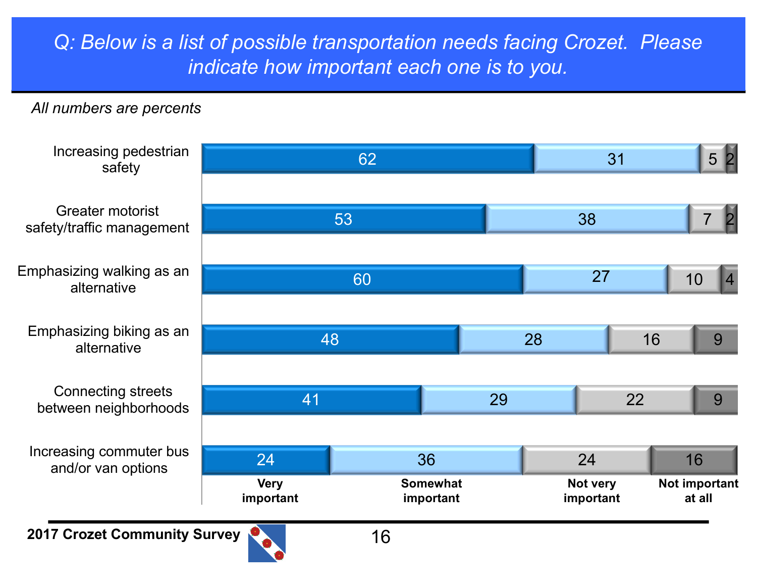*Q: Below is a list of possible transportation needs facing Crozet. Please indicate how important each one is to you.*

*All numbers are percents*

Increasing pedestrian safety
62
31
5
2

Greater motorist safety/traffic management
53
38
7
2

Emphasizing walking as an alternative
60
27
10
4

Emphasizing biking as an alternative
48
28
16
9

Connecting streets between neighborhoods
41
29
22
9

Increasing commuter bus and/or van options
24
36
24
16

**Very important**
**Somewhat important**
**Not very important**
**Not important at all**

**2017 Crozet Community Survey**